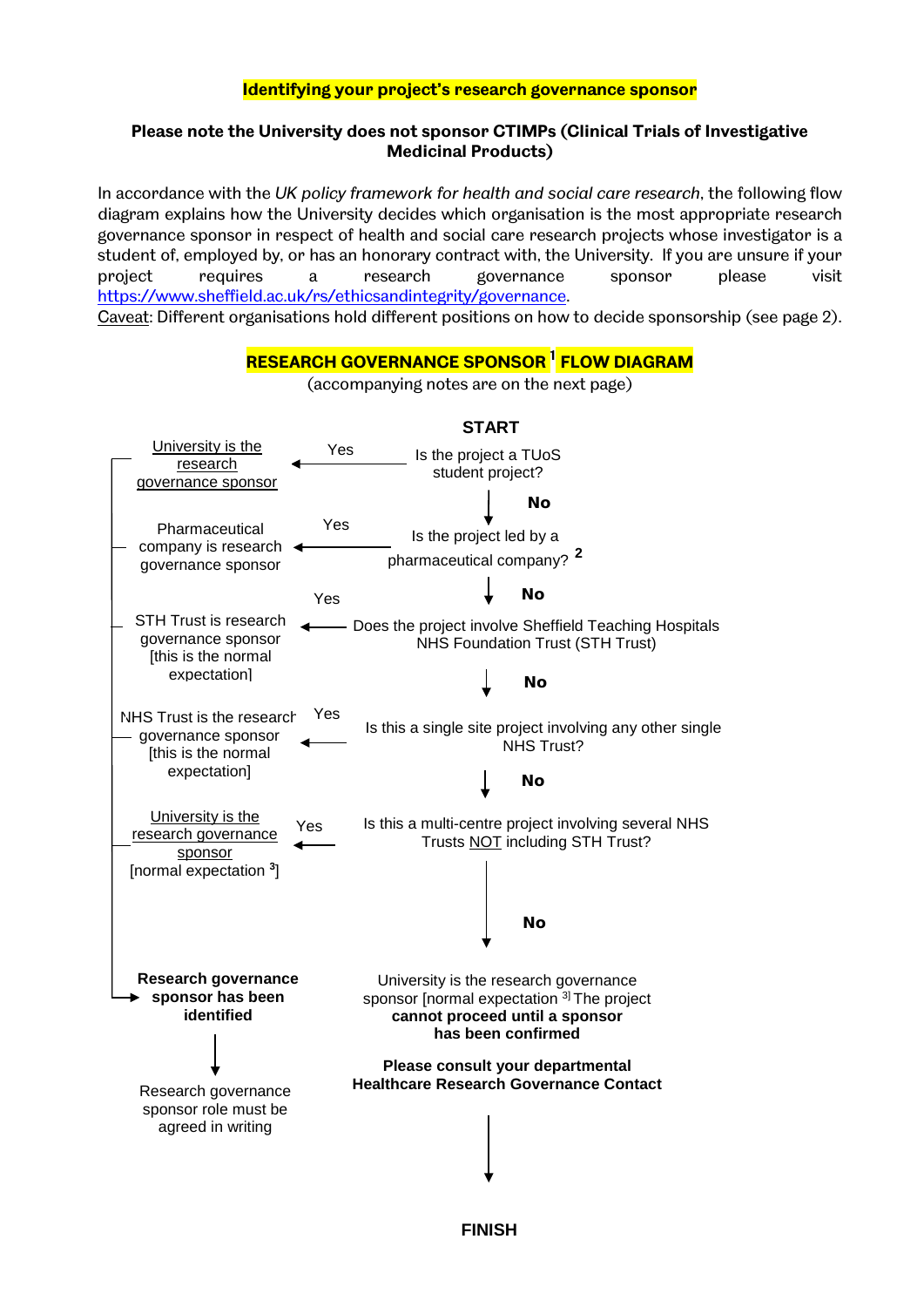# Identifying your project's research governance sponsor

**Please note the University does not sponsor CTIMPs (Clinical Trials of Investigative Medicinal Products)**

In accordance with the *UK policy framework for health and social care research*, the following flow diagram explains how the University decides which organisation is the most appropriate research governance sponsor in respect of health and social care research projects whose investigator is a student of, employed by, or has an honorary contract with, the University. If you are unsure if your project requires a research governance sponsor please visit https://www.sheffield.ac.uk/rs/ethicsandintegrity/governance.

Caveat: Different organisations hold different positions on how to decide sponsorship (see page 2).

## RESEARCH GOVERNANCE SPONSOR[1] FLOW DIAGRAM

(accompanying notes are on the next page)

**START**

Is the project a TUoS student project?
- Yes → University is the research governance sponsor
- **No** ↓

Is the project led by a pharmaceutical company? [2]
- Yes → Pharmaceutical company is research governance sponsor
- **No** ↓

Does the project involve Sheffield Teaching Hospitals NHS Foundation Trust (STH Trust)
- Yes → STH Trust is research governance sponsor [this is the normal expectation]
- **No** ↓

Is this a single site project involving any other single NHS Trust?
- Yes → NHS Trust is the research governance sponsor [this is the normal expectation]
- **No** ↓

Is this a multi-centre project involving several NHS Trusts NOT including STH Trust?
- Yes → University is the research governance sponsor [normal expectation [3]]
- **No** ↓

University is the research governance sponsor [normal expectation [3]] The project **cannot proceed until a sponsor has been confirmed**

**Please consult your departmental Healthcare Research Governance Contact**

↓

**FINISH**

(All "Yes" outcomes lead to:) **Research governance sponsor has been identified** → Research governance sponsor role must be agreed in writing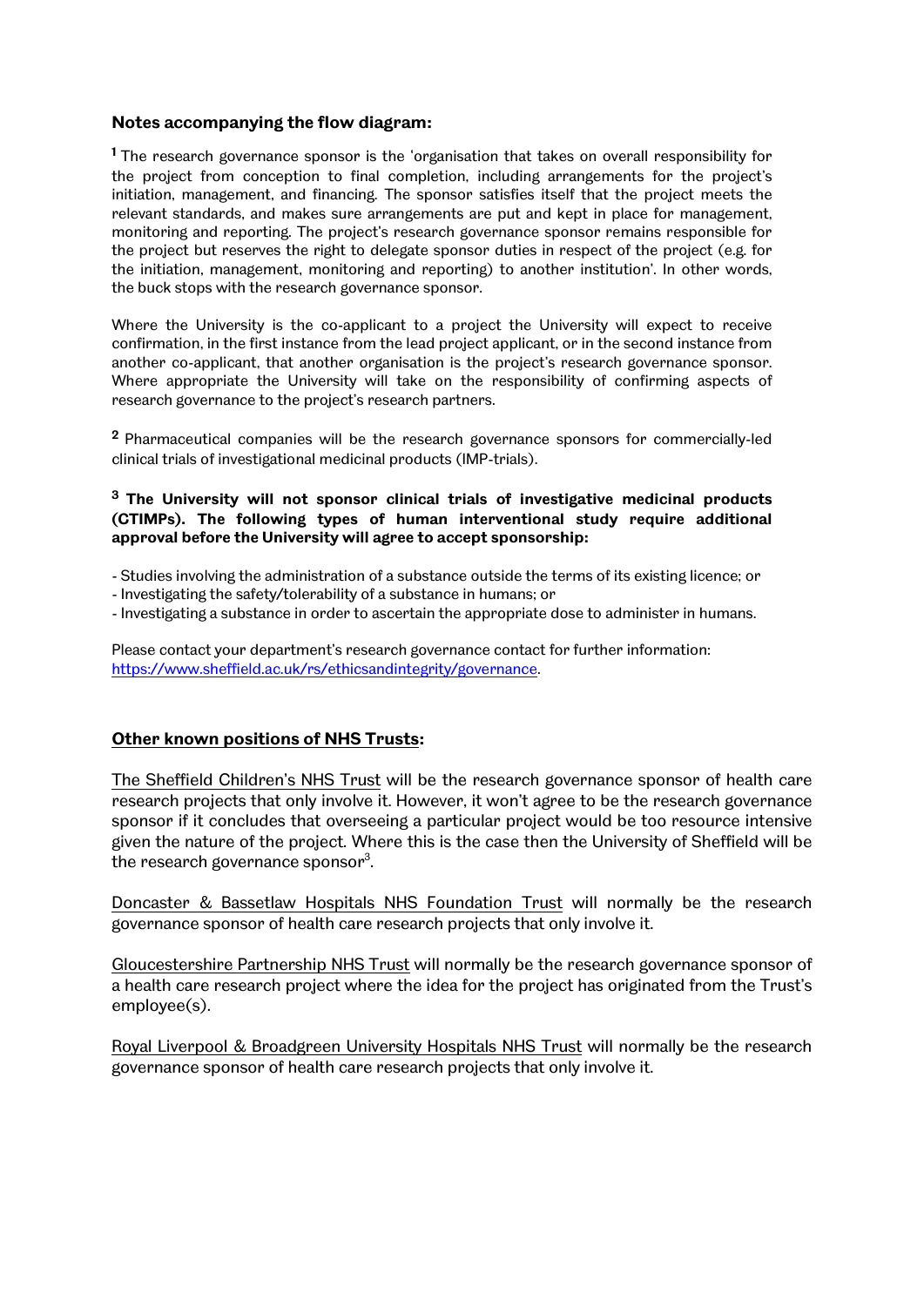**Notes accompanying the flow diagram:**

[1] The research governance sponsor is the 'organisation that takes on overall responsibility for the project from conception to final completion, including arrangements for the project's initiation, management, and financing. The sponsor satisfies itself that the project meets the relevant standards, and makes sure arrangements are put and kept in place for management, monitoring and reporting. The project's research governance sponsor remains responsible for the project but reserves the right to delegate sponsor duties in respect of the project (e.g. for the initiation, management, monitoring and reporting) to another institution'. In other words, the buck stops with the research governance sponsor.

Where the University is the co-applicant to a project the University will expect to receive confirmation, in the first instance from the lead project applicant, or in the second instance from another co-applicant, that another organisation is the project's research governance sponsor. Where appropriate the University will take on the responsibility of confirming aspects of research governance to the project's research partners.

[2] Pharmaceutical companies will be the research governance sponsors for commercially-led clinical trials of investigational medicinal products (IMP-trials).

**[3] The University will not sponsor clinical trials of investigative medicinal products (CTIMPs). The following types of human interventional study require additional approval before the University will agree to accept sponsorship:**

- Studies involving the administration of a substance outside the terms of its existing licence; or
- Investigating the safety/tolerability of a substance in humans; or
- Investigating a substance in order to ascertain the appropriate dose to administer in humans.

Please contact your department's research governance contact for further information: https://www.sheffield.ac.uk/rs/ethicsandintegrity/governance.

**Other known positions of NHS Trusts:**

The Sheffield Children's NHS Trust will be the research governance sponsor of health care research projects that only involve it. However, it won't agree to be the research governance sponsor if it concludes that overseeing a particular project would be too resource intensive given the nature of the project. Where this is the case then the University of Sheffield will be the research governance sponsor[3].

Doncaster & Bassetlaw Hospitals NHS Foundation Trust will normally be the research governance sponsor of health care research projects that only involve it.

Gloucestershire Partnership NHS Trust will normally be the research governance sponsor of a health care research project where the idea for the project has originated from the Trust's employee(s).

Royal Liverpool & Broadgreen University Hospitals NHS Trust will normally be the research governance sponsor of health care research projects that only involve it.